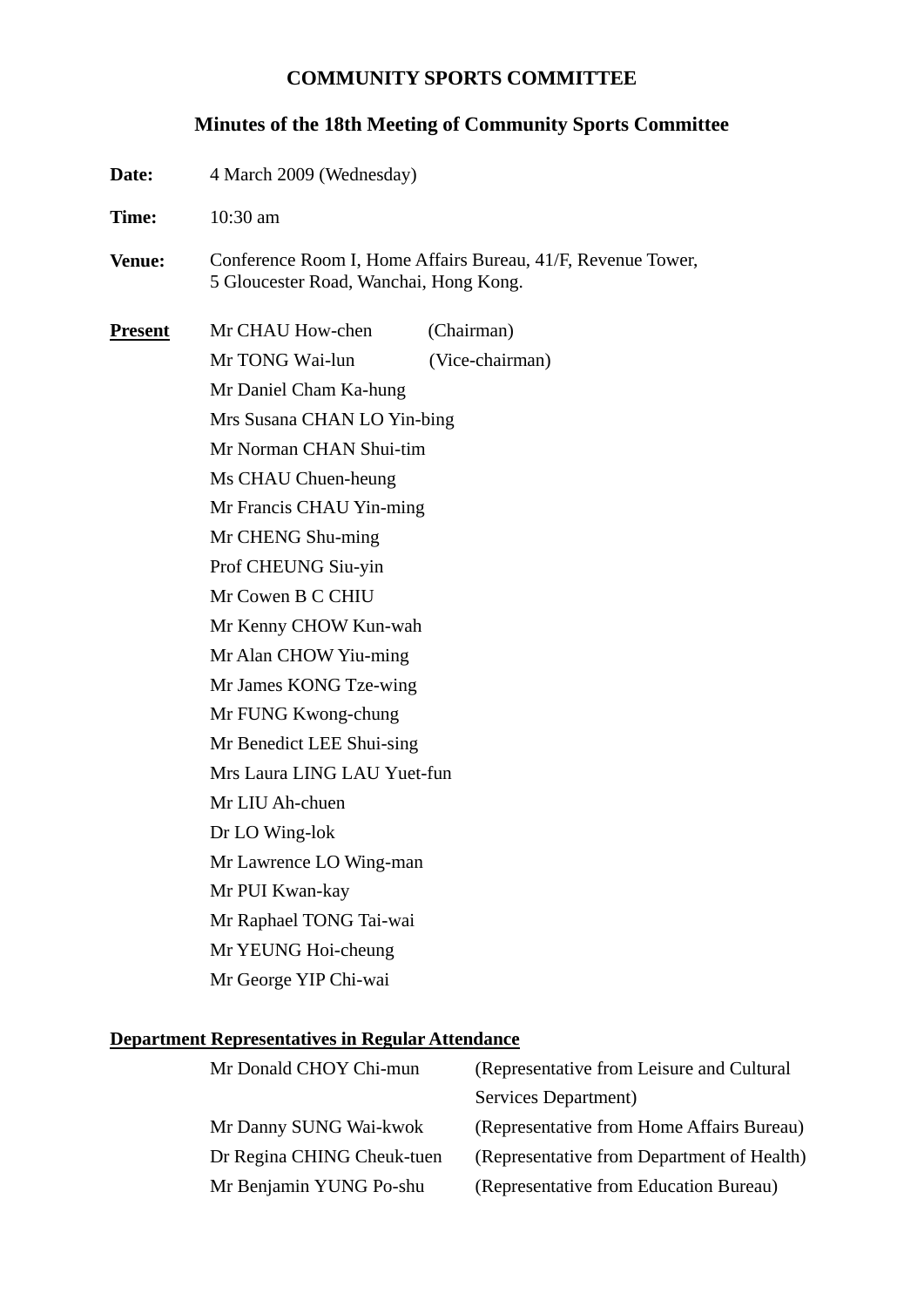# COMMUNITY SPORTS COMMITTEE

## Minutes of the 18th Meeting of Community Sports Committee

**Date:** 4 March 2009 (Wednesday)

**Time:** 10:30 am

**Venue:** Conference Room I, Home Affairs Bureau, 41/F, Revenue Tower, 5 Gloucester Road, Wanchai, Hong Kong.

**Present**

Mr CHAU How-chen (Chairman)
Mr TONG Wai-lun (Vice-chairman)
Mr Daniel Cham Ka-hung
Mrs Susana CHAN LO Yin-bing
Mr Norman CHAN Shui-tim
Ms CHAU Chuen-heung
Mr Francis CHAU Yin-ming
Mr CHENG Shu-ming
Prof CHEUNG Siu-yin
Mr Cowen B C CHIU
Mr Kenny CHOW Kun-wah
Mr Alan CHOW Yiu-ming
Mr James KONG Tze-wing
Mr FUNG Kwong-chung
Mr Benedict LEE Shui-sing
Mrs Laura LING LAU Yuet-fun
Mr LIU Ah-chuen
Dr LO Wing-lok
Mr Lawrence LO Wing-man
Mr PUI Kwan-kay
Mr Raphael TONG Tai-wai
Mr YEUNG Hoi-cheung
Mr George YIP Chi-wai

**Department Representatives in Regular Attendance**

| | |
|---|---|
| Mr Donald CHOY Chi-mun | (Representative from Leisure and Cultural Services Department) |
| Mr Danny SUNG Wai-kwok | (Representative from Home Affairs Bureau) |
| Dr Regina CHING Cheuk-tuen | (Representative from Department of Health) |
| Mr Benjamin YUNG Po-shu | (Representative from Education Bureau) |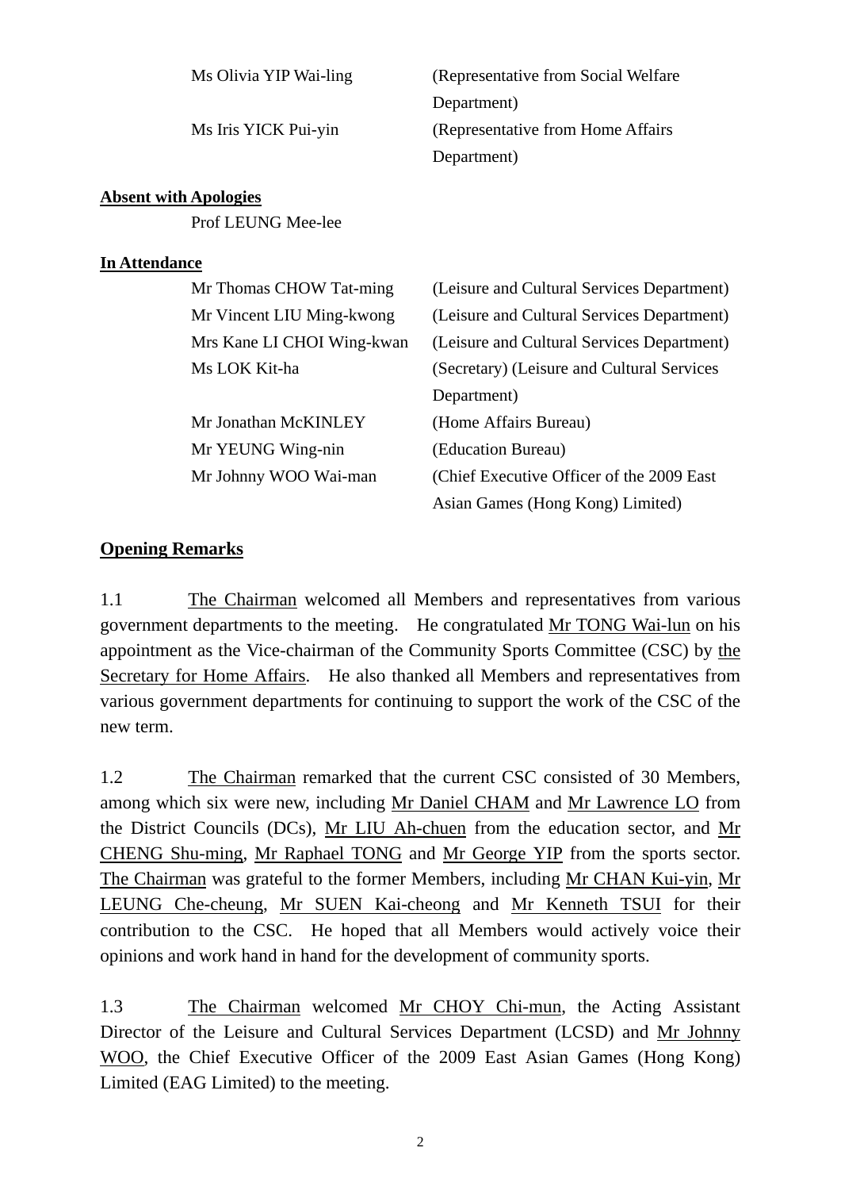| | |
|---|---|
| Ms Olivia YIP Wai-ling | (Representative from Social Welfare Department) |
| Ms Iris YICK Pui-yin | (Representative from Home Affairs Department) |

**Absent with Apologies**

Prof LEUNG Mee-lee

**In Attendance**

| | |
|---|---|
| Mr Thomas CHOW Tat-ming | (Leisure and Cultural Services Department) |
| Mr Vincent LIU Ming-kwong | (Leisure and Cultural Services Department) |
| Mrs Kane LI CHOI Wing-kwan | (Leisure and Cultural Services Department) |
| Ms LOK Kit-ha | (Secretary) (Leisure and Cultural Services Department) |
| Mr Jonathan McKINLEY | (Home Affairs Bureau) |
| Mr YEUNG Wing-nin | (Education Bureau) |
| Mr Johnny WOO Wai-man | (Chief Executive Officer of the 2009 East Asian Games (Hong Kong) Limited) |

## Opening Remarks

1.1 The Chairman welcomed all Members and representatives from various government departments to the meeting. He congratulated Mr TONG Wai-lun on his appointment as the Vice-chairman of the Community Sports Committee (CSC) by the Secretary for Home Affairs. He also thanked all Members and representatives from various government departments for continuing to support the work of the CSC of the new term.

1.2 The Chairman remarked that the current CSC consisted of 30 Members, among which six were new, including Mr Daniel CHAM and Mr Lawrence LO from the District Councils (DCs), Mr LIU Ah-chuen from the education sector, and Mr CHENG Shu-ming, Mr Raphael TONG and Mr George YIP from the sports sector. The Chairman was grateful to the former Members, including Mr CHAN Kui-yin, Mr LEUNG Che-cheung, Mr SUEN Kai-cheong and Mr Kenneth TSUI for their contribution to the CSC. He hoped that all Members would actively voice their opinions and work hand in hand for the development of community sports.

1.3 The Chairman welcomed Mr CHOY Chi-mun, the Acting Assistant Director of the Leisure and Cultural Services Department (LCSD) and Mr Johnny WOO, the Chief Executive Officer of the 2009 East Asian Games (Hong Kong) Limited (EAG Limited) to the meeting.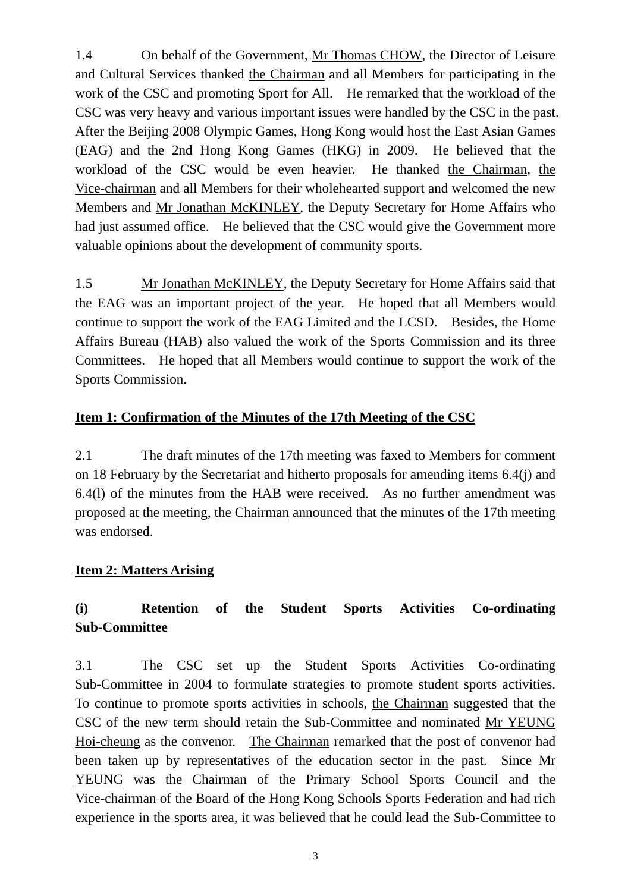1.4 On behalf of the Government, Mr Thomas CHOW, the Director of Leisure and Cultural Services thanked the Chairman and all Members for participating in the work of the CSC and promoting Sport for All. He remarked that the workload of the CSC was very heavy and various important issues were handled by the CSC in the past. After the Beijing 2008 Olympic Games, Hong Kong would host the East Asian Games (EAG) and the 2nd Hong Kong Games (HKG) in 2009. He believed that the workload of the CSC would be even heavier. He thanked the Chairman, the Vice-chairman and all Members for their wholehearted support and welcomed the new Members and Mr Jonathan McKINLEY, the Deputy Secretary for Home Affairs who had just assumed office. He believed that the CSC would give the Government more valuable opinions about the development of community sports.

1.5 Mr Jonathan McKINLEY, the Deputy Secretary for Home Affairs said that the EAG was an important project of the year. He hoped that all Members would continue to support the work of the EAG Limited and the LCSD. Besides, the Home Affairs Bureau (HAB) also valued the work of the Sports Commission and its three Committees. He hoped that all Members would continue to support the work of the Sports Commission.

**Item 1: Confirmation of the Minutes of the 17th Meeting of the CSC**

2.1 The draft minutes of the 17th meeting was faxed to Members for comment on 18 February by the Secretariat and hitherto proposals for amending items 6.4(j) and 6.4(l) of the minutes from the HAB were received. As no further amendment was proposed at the meeting, the Chairman announced that the minutes of the 17th meeting was endorsed.

**Item 2: Matters Arising**

**(i) Retention of the Student Sports Activities Co-ordinating Sub-Committee**

3.1 The CSC set up the Student Sports Activities Co-ordinating Sub-Committee in 2004 to formulate strategies to promote student sports activities. To continue to promote sports activities in schools, the Chairman suggested that the CSC of the new term should retain the Sub-Committee and nominated Mr YEUNG Hoi-cheung as the convenor. The Chairman remarked that the post of convenor had been taken up by representatives of the education sector in the past. Since Mr YEUNG was the Chairman of the Primary School Sports Council and the Vice-chairman of the Board of the Hong Kong Schools Sports Federation and had rich experience in the sports area, it was believed that he could lead the Sub-Committee to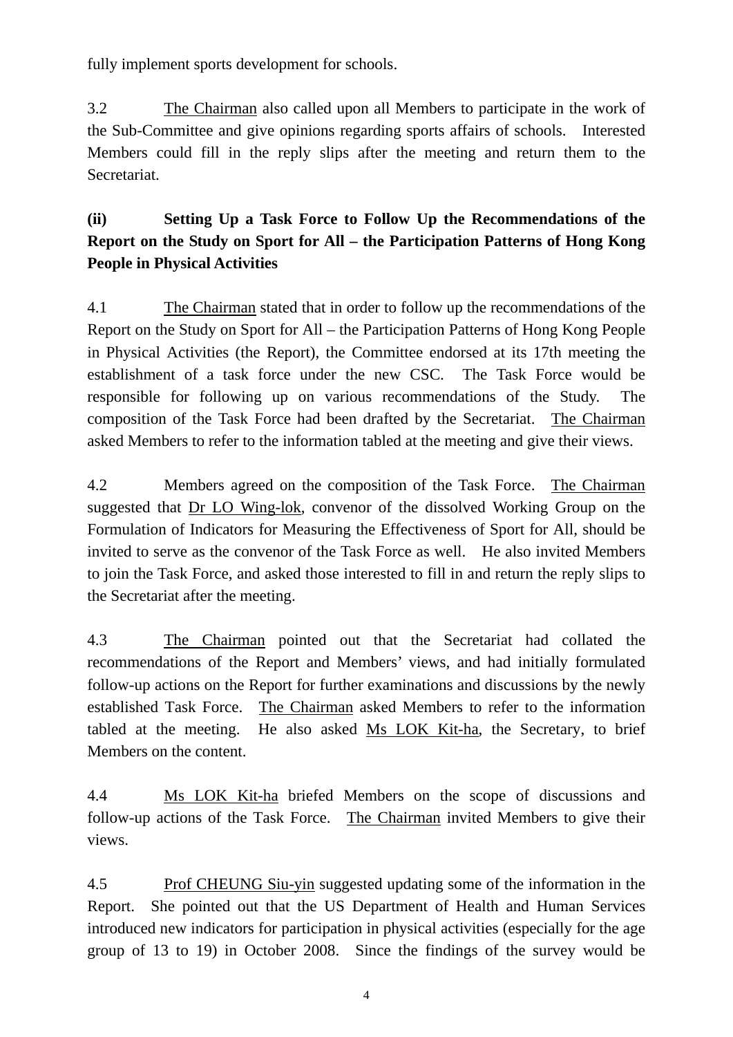fully implement sports development for schools.

3.2 The Chairman also called upon all Members to participate in the work of the Sub-Committee and give opinions regarding sports affairs of schools. Interested Members could fill in the reply slips after the meeting and return them to the Secretariat.

**(ii) Setting Up a Task Force to Follow Up the Recommendations of the Report on the Study on Sport for All – the Participation Patterns of Hong Kong People in Physical Activities**

4.1 The Chairman stated that in order to follow up the recommendations of the Report on the Study on Sport for All – the Participation Patterns of Hong Kong People in Physical Activities (the Report), the Committee endorsed at its 17th meeting the establishment of a task force under the new CSC. The Task Force would be responsible for following up on various recommendations of the Study. The composition of the Task Force had been drafted by the Secretariat. The Chairman asked Members to refer to the information tabled at the meeting and give their views.

4.2 Members agreed on the composition of the Task Force. The Chairman suggested that Dr LO Wing-lok, convenor of the dissolved Working Group on the Formulation of Indicators for Measuring the Effectiveness of Sport for All, should be invited to serve as the convenor of the Task Force as well. He also invited Members to join the Task Force, and asked those interested to fill in and return the reply slips to the Secretariat after the meeting.

4.3 The Chairman pointed out that the Secretariat had collated the recommendations of the Report and Members' views, and had initially formulated follow-up actions on the Report for further examinations and discussions by the newly established Task Force. The Chairman asked Members to refer to the information tabled at the meeting. He also asked Ms LOK Kit-ha, the Secretary, to brief Members on the content.

4.4 Ms LOK Kit-ha briefed Members on the scope of discussions and follow-up actions of the Task Force. The Chairman invited Members to give their views.

4.5 Prof CHEUNG Siu-yin suggested updating some of the information in the Report. She pointed out that the US Department of Health and Human Services introduced new indicators for participation in physical activities (especially for the age group of 13 to 19) in October 2008. Since the findings of the survey would be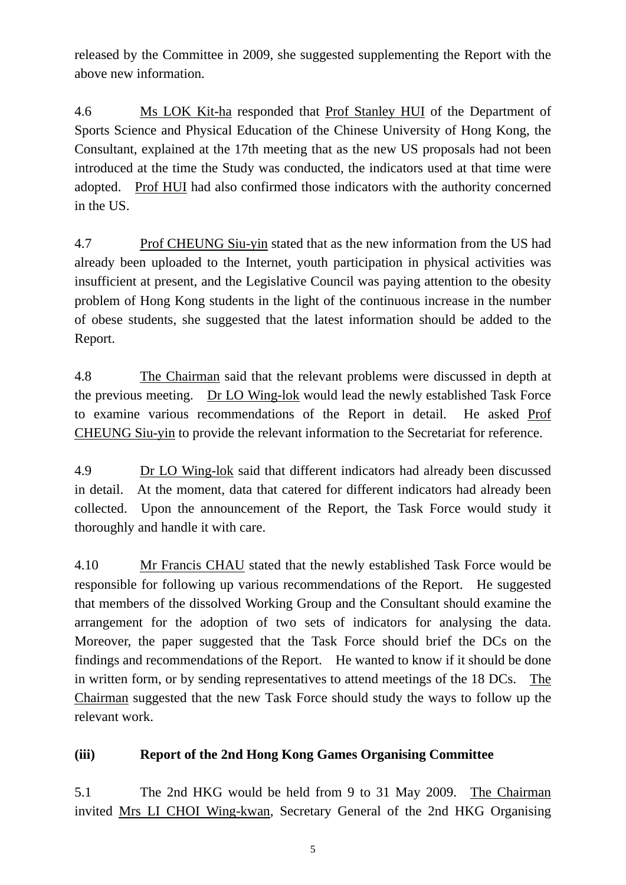released by the Committee in 2009, she suggested supplementing the Report with the above new information.

4.6 Ms LOK Kit-ha responded that Prof Stanley HUI of the Department of Sports Science and Physical Education of the Chinese University of Hong Kong, the Consultant, explained at the 17th meeting that as the new US proposals had not been introduced at the time the Study was conducted, the indicators used at that time were adopted. Prof HUI had also confirmed those indicators with the authority concerned in the US.

4.7 Prof CHEUNG Siu-yin stated that as the new information from the US had already been uploaded to the Internet, youth participation in physical activities was insufficient at present, and the Legislative Council was paying attention to the obesity problem of Hong Kong students in the light of the continuous increase in the number of obese students, she suggested that the latest information should be added to the Report.

4.8 The Chairman said that the relevant problems were discussed in depth at the previous meeting. Dr LO Wing-lok would lead the newly established Task Force to examine various recommendations of the Report in detail. He asked Prof CHEUNG Siu-yin to provide the relevant information to the Secretariat for reference.

4.9 Dr LO Wing-lok said that different indicators had already been discussed in detail. At the moment, data that catered for different indicators had already been collected. Upon the announcement of the Report, the Task Force would study it thoroughly and handle it with care.

4.10 Mr Francis CHAU stated that the newly established Task Force would be responsible for following up various recommendations of the Report. He suggested that members of the dissolved Working Group and the Consultant should examine the arrangement for the adoption of two sets of indicators for analysing the data. Moreover, the paper suggested that the Task Force should brief the DCs on the findings and recommendations of the Report. He wanted to know if it should be done in written form, or by sending representatives to attend meetings of the 18 DCs. The Chairman suggested that the new Task Force should study the ways to follow up the relevant work.

**(iii) Report of the 2nd Hong Kong Games Organising Committee**

5.1 The 2nd HKG would be held from 9 to 31 May 2009. The Chairman invited Mrs LI CHOI Wing-kwan, Secretary General of the 2nd HKG Organising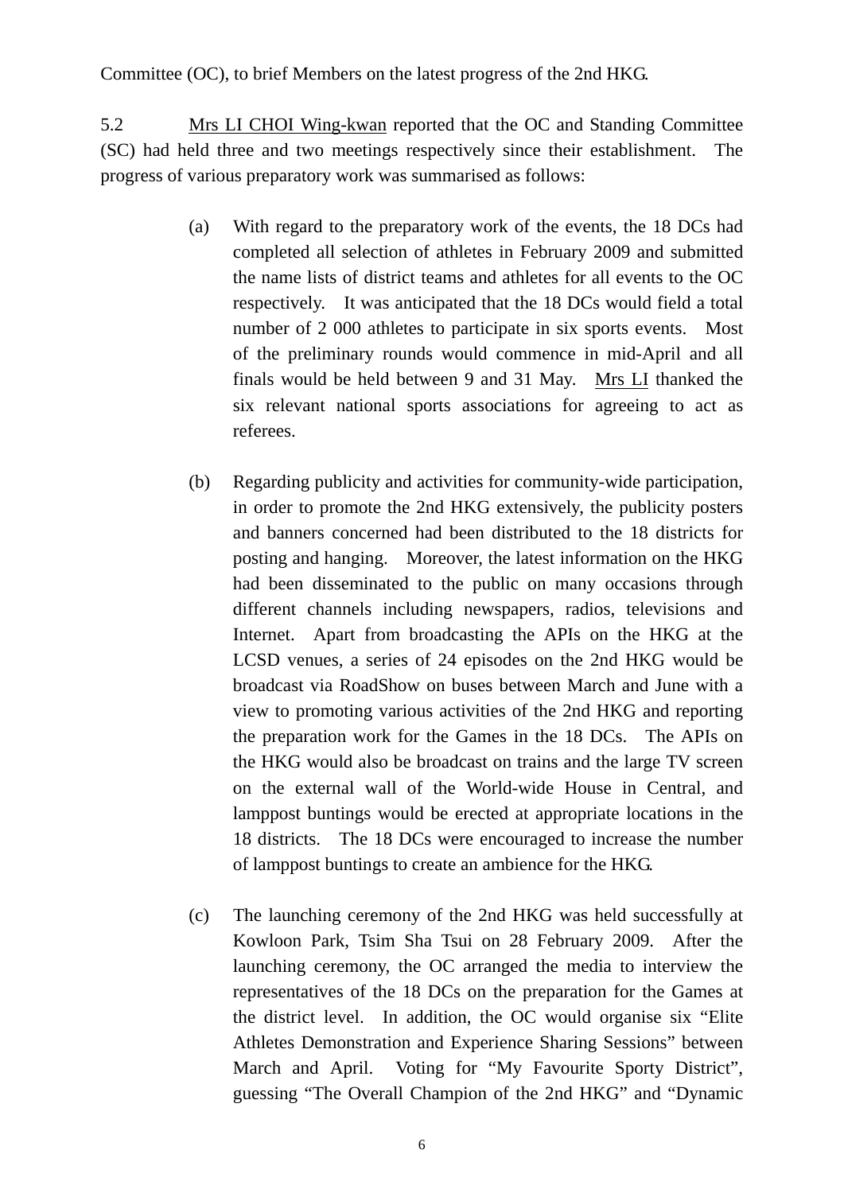Committee (OC), to brief Members on the latest progress of the 2nd HKG.

5.2 Mrs LI CHOI Wing-kwan reported that the OC and Standing Committee (SC) had held three and two meetings respectively since their establishment. The progress of various preparatory work was summarised as follows:

(a) With regard to the preparatory work of the events, the 18 DCs had completed all selection of athletes in February 2009 and submitted the name lists of district teams and athletes for all events to the OC respectively. It was anticipated that the 18 DCs would field a total number of 2 000 athletes to participate in six sports events. Most of the preliminary rounds would commence in mid-April and all finals would be held between 9 and 31 May. Mrs LI thanked the six relevant national sports associations for agreeing to act as referees.

(b) Regarding publicity and activities for community-wide participation, in order to promote the 2nd HKG extensively, the publicity posters and banners concerned had been distributed to the 18 districts for posting and hanging. Moreover, the latest information on the HKG had been disseminated to the public on many occasions through different channels including newspapers, radios, televisions and Internet. Apart from broadcasting the APIs on the HKG at the LCSD venues, a series of 24 episodes on the 2nd HKG would be broadcast via RoadShow on buses between March and June with a view to promoting various activities of the 2nd HKG and reporting the preparation work for the Games in the 18 DCs. The APIs on the HKG would also be broadcast on trains and the large TV screen on the external wall of the World-wide House in Central, and lamppost buntings would be erected at appropriate locations in the 18 districts. The 18 DCs were encouraged to increase the number of lamppost buntings to create an ambience for the HKG.

(c) The launching ceremony of the 2nd HKG was held successfully at Kowloon Park, Tsim Sha Tsui on 28 February 2009. After the launching ceremony, the OC arranged the media to interview the representatives of the 18 DCs on the preparation for the Games at the district level. In addition, the OC would organise six "Elite Athletes Demonstration and Experience Sharing Sessions" between March and April. Voting for "My Favourite Sporty District", guessing "The Overall Champion of the 2nd HKG" and "Dynamic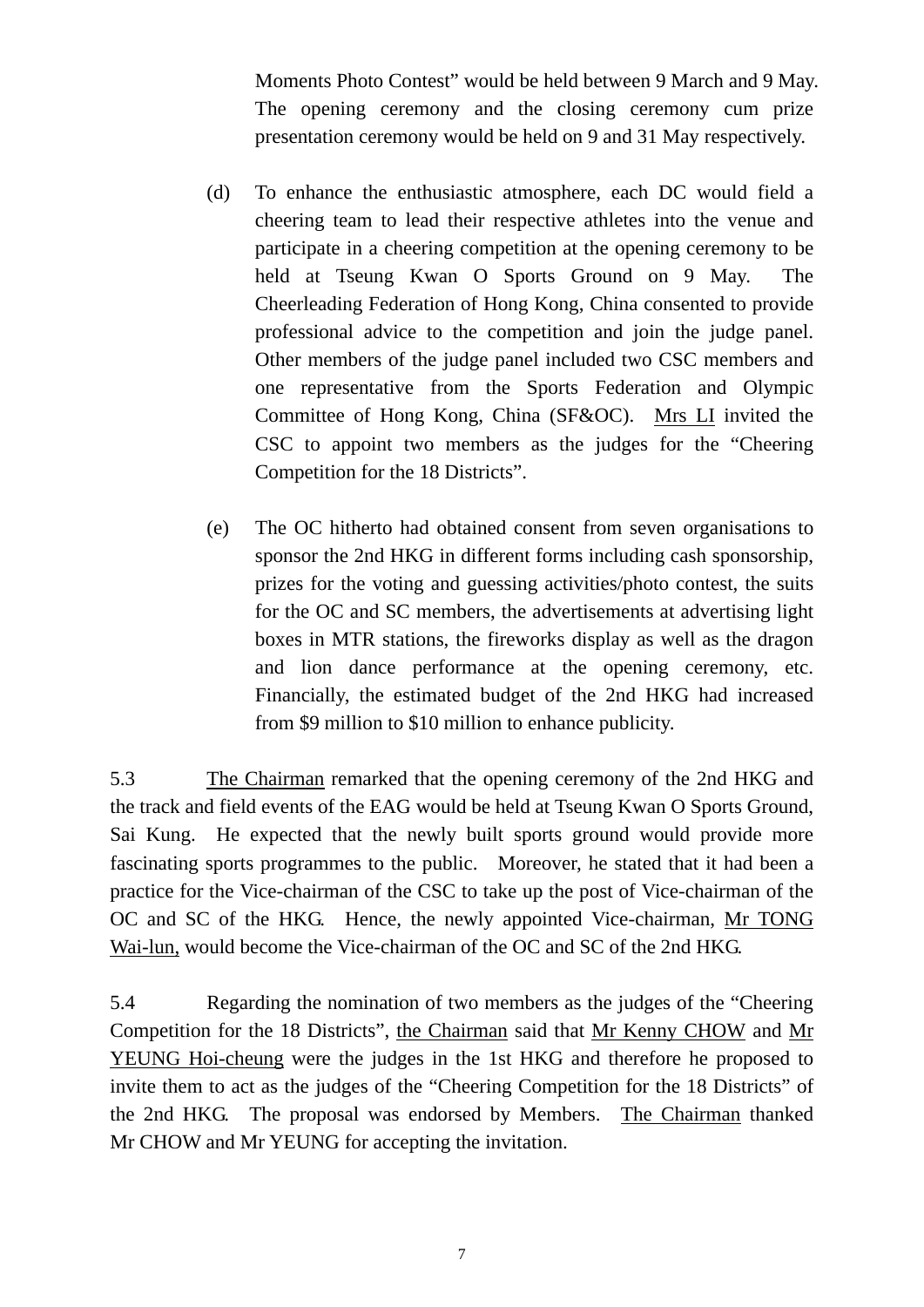Moments Photo Contest" would be held between 9 March and 9 May. The opening ceremony and the closing ceremony cum prize presentation ceremony would be held on 9 and 31 May respectively.

(d) To enhance the enthusiastic atmosphere, each DC would field a cheering team to lead their respective athletes into the venue and participate in a cheering competition at the opening ceremony to be held at Tseung Kwan O Sports Ground on 9 May. The Cheerleading Federation of Hong Kong, China consented to provide professional advice to the competition and join the judge panel. Other members of the judge panel included two CSC members and one representative from the Sports Federation and Olympic Committee of Hong Kong, China (SF&OC). Mrs LI invited the CSC to appoint two members as the judges for the "Cheering Competition for the 18 Districts".

(e) The OC hitherto had obtained consent from seven organisations to sponsor the 2nd HKG in different forms including cash sponsorship, prizes for the voting and guessing activities/photo contest, the suits for the OC and SC members, the advertisements at advertising light boxes in MTR stations, the fireworks display as well as the dragon and lion dance performance at the opening ceremony, etc. Financially, the estimated budget of the 2nd HKG had increased from $9 million to $10 million to enhance publicity.

5.3 The Chairman remarked that the opening ceremony of the 2nd HKG and the track and field events of the EAG would be held at Tseung Kwan O Sports Ground, Sai Kung. He expected that the newly built sports ground would provide more fascinating sports programmes to the public. Moreover, he stated that it had been a practice for the Vice-chairman of the CSC to take up the post of Vice-chairman of the OC and SC of the HKG. Hence, the newly appointed Vice-chairman, Mr TONG Wai-lun, would become the Vice-chairman of the OC and SC of the 2nd HKG.

5.4 Regarding the nomination of two members as the judges of the "Cheering Competition for the 18 Districts", the Chairman said that Mr Kenny CHOW and Mr YEUNG Hoi-cheung were the judges in the 1st HKG and therefore he proposed to invite them to act as the judges of the "Cheering Competition for the 18 Districts" of the 2nd HKG. The proposal was endorsed by Members. The Chairman thanked Mr CHOW and Mr YEUNG for accepting the invitation.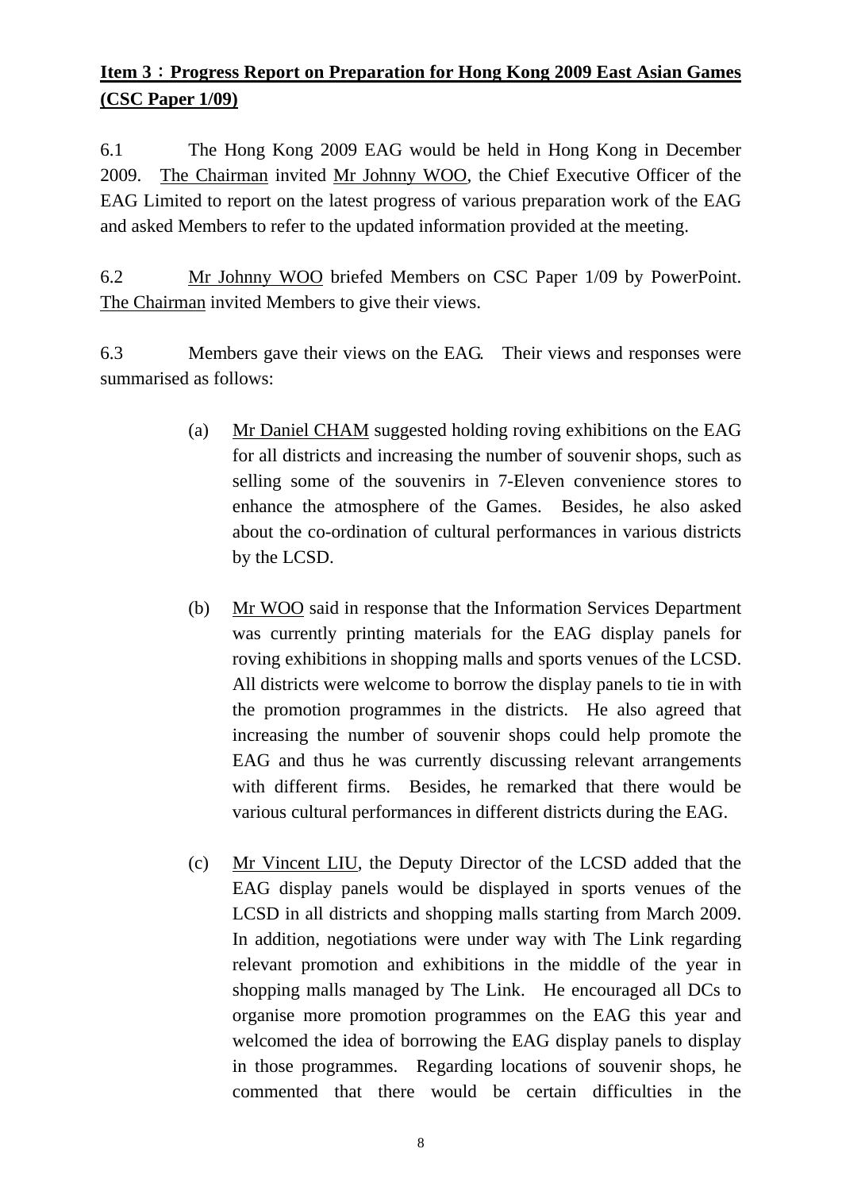**<u>Item 3：Progress Report on Preparation for Hong Kong 2009 East Asian Games (CSC Paper 1/09)</u>**

6.1 The Hong Kong 2009 EAG would be held in Hong Kong in December 2009. <u>The Chairman</u> invited <u>Mr Johnny WOO</u>, the Chief Executive Officer of the EAG Limited to report on the latest progress of various preparation work of the EAG and asked Members to refer to the updated information provided at the meeting.

6.2 <u>Mr Johnny WOO</u> briefed Members on CSC Paper 1/09 by PowerPoint. <u>The Chairman</u> invited Members to give their views.

6.3 Members gave their views on the EAG. Their views and responses were summarised as follows:

(a) <u>Mr Daniel CHAM</u> suggested holding roving exhibitions on the EAG for all districts and increasing the number of souvenir shops, such as selling some of the souvenirs in 7-Eleven convenience stores to enhance the atmosphere of the Games. Besides, he also asked about the co-ordination of cultural performances in various districts by the LCSD.

(b) <u>Mr WOO</u> said in response that the Information Services Department was currently printing materials for the EAG display panels for roving exhibitions in shopping malls and sports venues of the LCSD. All districts were welcome to borrow the display panels to tie in with the promotion programmes in the districts. He also agreed that increasing the number of souvenir shops could help promote the EAG and thus he was currently discussing relevant arrangements with different firms. Besides, he remarked that there would be various cultural performances in different districts during the EAG.

(c) <u>Mr Vincent LIU</u>, the Deputy Director of the LCSD added that the EAG display panels would be displayed in sports venues of the LCSD in all districts and shopping malls starting from March 2009. In addition, negotiations were under way with The Link regarding relevant promotion and exhibitions in the middle of the year in shopping malls managed by The Link. He encouraged all DCs to organise more promotion programmes on the EAG this year and welcomed the idea of borrowing the EAG display panels to display in those programmes. Regarding locations of souvenir shops, he commented that there would be certain difficulties in the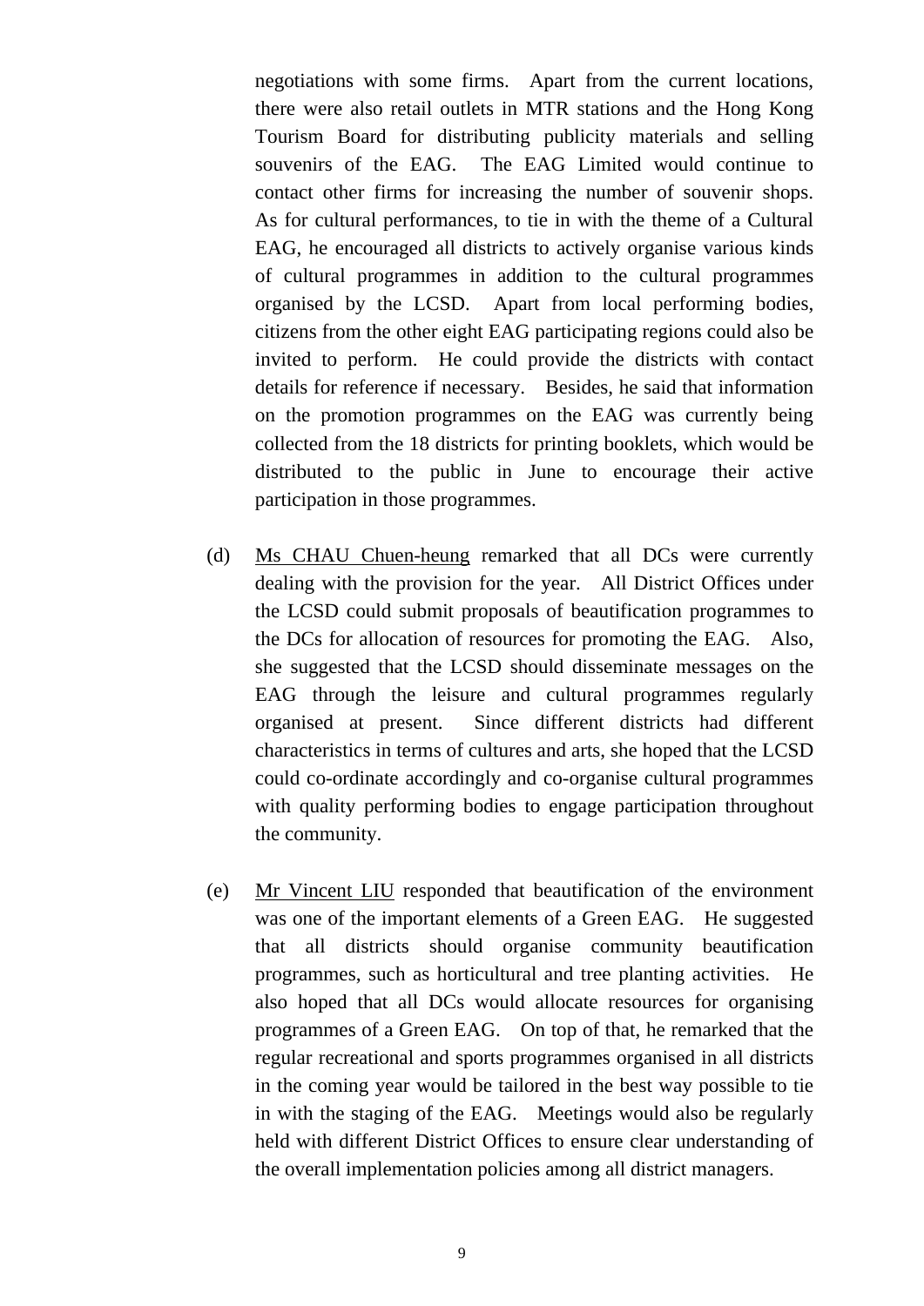negotiations with some firms. Apart from the current locations, there were also retail outlets in MTR stations and the Hong Kong Tourism Board for distributing publicity materials and selling souvenirs of the EAG. The EAG Limited would continue to contact other firms for increasing the number of souvenir shops. As for cultural performances, to tie in with the theme of a Cultural EAG, he encouraged all districts to actively organise various kinds of cultural programmes in addition to the cultural programmes organised by the LCSD. Apart from local performing bodies, citizens from the other eight EAG participating regions could also be invited to perform. He could provide the districts with contact details for reference if necessary. Besides, he said that information on the promotion programmes on the EAG was currently being collected from the 18 districts for printing booklets, which would be distributed to the public in June to encourage their active participation in those programmes.

(d) <u>Ms CHAU Chuen-heung</u> remarked that all DCs were currently dealing with the provision for the year. All District Offices under the LCSD could submit proposals of beautification programmes to the DCs for allocation of resources for promoting the EAG. Also, she suggested that the LCSD should disseminate messages on the EAG through the leisure and cultural programmes regularly organised at present. Since different districts had different characteristics in terms of cultures and arts, she hoped that the LCSD could co-ordinate accordingly and co-organise cultural programmes with quality performing bodies to engage participation throughout the community.

(e) <u>Mr Vincent LIU</u> responded that beautification of the environment was one of the important elements of a Green EAG. He suggested that all districts should organise community beautification programmes, such as horticultural and tree planting activities. He also hoped that all DCs would allocate resources for organising programmes of a Green EAG. On top of that, he remarked that the regular recreational and sports programmes organised in all districts in the coming year would be tailored in the best way possible to tie in with the staging of the EAG. Meetings would also be regularly held with different District Offices to ensure clear understanding of the overall implementation policies among all district managers.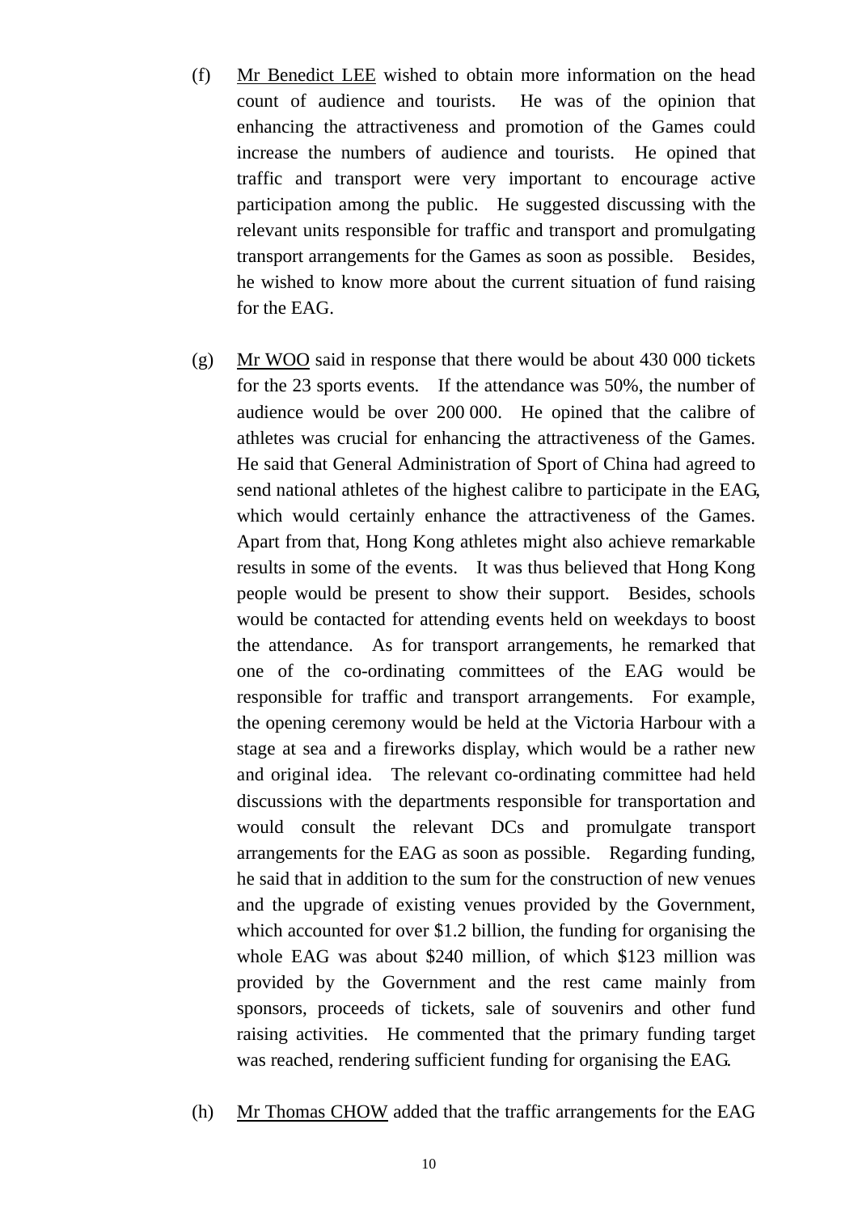(f) <u>Mr Benedict LEE</u> wished to obtain more information on the head count of audience and tourists. He was of the opinion that enhancing the attractiveness and promotion of the Games could increase the numbers of audience and tourists. He opined that traffic and transport were very important to encourage active participation among the public. He suggested discussing with the relevant units responsible for traffic and transport and promulgating transport arrangements for the Games as soon as possible. Besides, he wished to know more about the current situation of fund raising for the EAG.

(g) <u>Mr WOO</u> said in response that there would be about 430 000 tickets for the 23 sports events. If the attendance was 50%, the number of audience would be over 200 000. He opined that the calibre of athletes was crucial for enhancing the attractiveness of the Games. He said that General Administration of Sport of China had agreed to send national athletes of the highest calibre to participate in the EAG, which would certainly enhance the attractiveness of the Games. Apart from that, Hong Kong athletes might also achieve remarkable results in some of the events. It was thus believed that Hong Kong people would be present to show their support. Besides, schools would be contacted for attending events held on weekdays to boost the attendance. As for transport arrangements, he remarked that one of the co-ordinating committees of the EAG would be responsible for traffic and transport arrangements. For example, the opening ceremony would be held at the Victoria Harbour with a stage at sea and a fireworks display, which would be a rather new and original idea. The relevant co-ordinating committee had held discussions with the departments responsible for transportation and would consult the relevant DCs and promulgate transport arrangements for the EAG as soon as possible. Regarding funding, he said that in addition to the sum for the construction of new venues and the upgrade of existing venues provided by the Government, which accounted for over $1.2 billion, the funding for organising the whole EAG was about $240 million, of which $123 million was provided by the Government and the rest came mainly from sponsors, proceeds of tickets, sale of souvenirs and other fund raising activities. He commented that the primary funding target was reached, rendering sufficient funding for organising the EAG.

(h) <u>Mr Thomas CHOW</u> added that the traffic arrangements for the EAG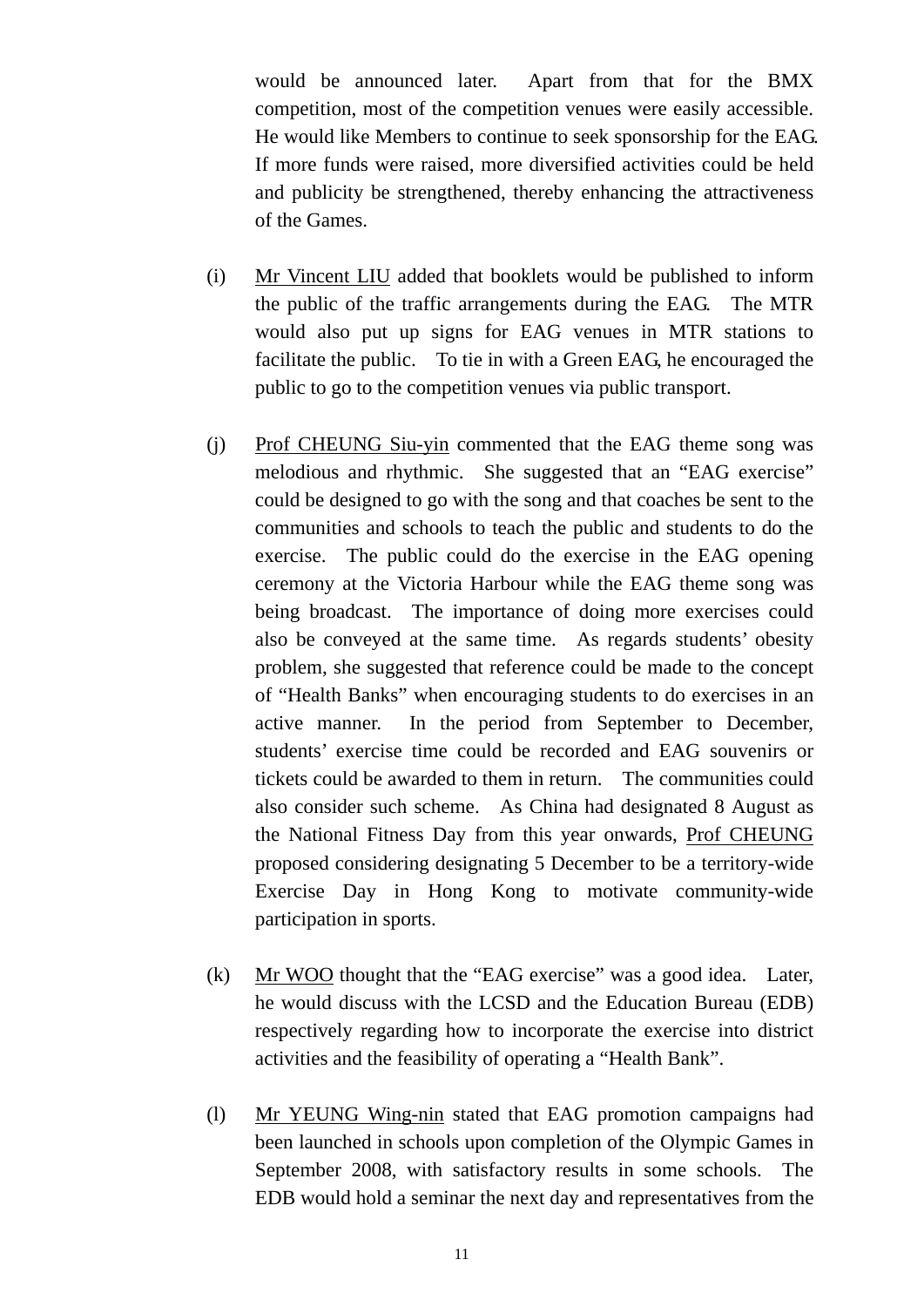would be announced later. Apart from that for the BMX competition, most of the competition venues were easily accessible. He would like Members to continue to seek sponsorship for the EAG. If more funds were raised, more diversified activities could be held and publicity be strengthened, thereby enhancing the attractiveness of the Games.

(i) Mr Vincent LIU added that booklets would be published to inform the public of the traffic arrangements during the EAG. The MTR would also put up signs for EAG venues in MTR stations to facilitate the public. To tie in with a Green EAG, he encouraged the public to go to the competition venues via public transport.

(j) Prof CHEUNG Siu-yin commented that the EAG theme song was melodious and rhythmic. She suggested that an "EAG exercise" could be designed to go with the song and that coaches be sent to the communities and schools to teach the public and students to do the exercise. The public could do the exercise in the EAG opening ceremony at the Victoria Harbour while the EAG theme song was being broadcast. The importance of doing more exercises could also be conveyed at the same time. As regards students' obesity problem, she suggested that reference could be made to the concept of "Health Banks" when encouraging students to do exercises in an active manner. In the period from September to December, students' exercise time could be recorded and EAG souvenirs or tickets could be awarded to them in return. The communities could also consider such scheme. As China had designated 8 August as the National Fitness Day from this year onwards, Prof CHEUNG proposed considering designating 5 December to be a territory-wide Exercise Day in Hong Kong to motivate community-wide participation in sports.

(k) Mr WOO thought that the "EAG exercise" was a good idea. Later, he would discuss with the LCSD and the Education Bureau (EDB) respectively regarding how to incorporate the exercise into district activities and the feasibility of operating a "Health Bank".

(l) Mr YEUNG Wing-nin stated that EAG promotion campaigns had been launched in schools upon completion of the Olympic Games in September 2008, with satisfactory results in some schools. The EDB would hold a seminar the next day and representatives from the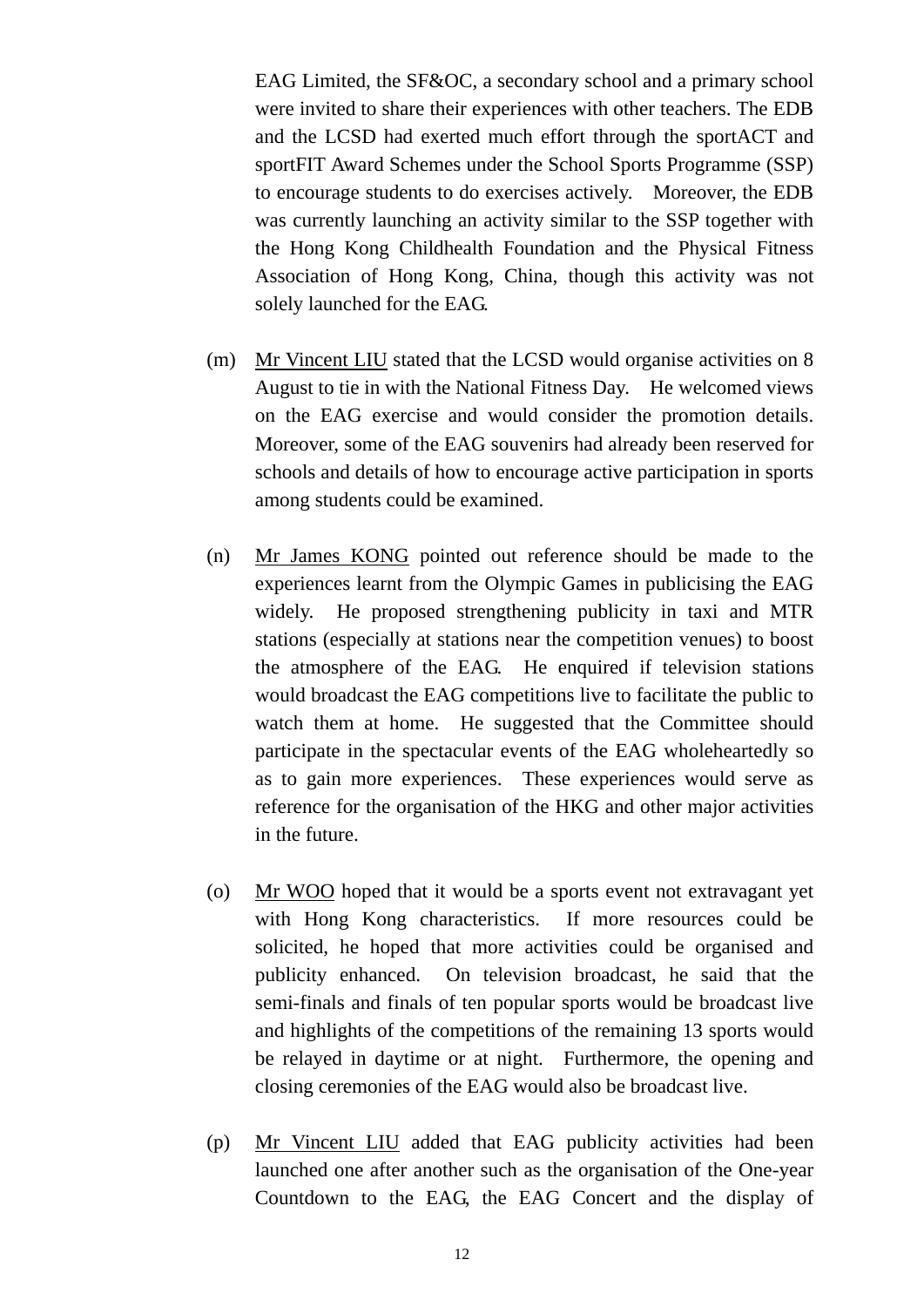EAG Limited, the SF&OC, a secondary school and a primary school were invited to share their experiences with other teachers. The EDB and the LCSD had exerted much effort through the sportACT and sportFIT Award Schemes under the School Sports Programme (SSP) to encourage students to do exercises actively. Moreover, the EDB was currently launching an activity similar to the SSP together with the Hong Kong Childhealth Foundation and the Physical Fitness Association of Hong Kong, China, though this activity was not solely launched for the EAG.

(m) Mr Vincent LIU stated that the LCSD would organise activities on 8 August to tie in with the National Fitness Day. He welcomed views on the EAG exercise and would consider the promotion details. Moreover, some of the EAG souvenirs had already been reserved for schools and details of how to encourage active participation in sports among students could be examined.

(n) Mr James KONG pointed out reference should be made to the experiences learnt from the Olympic Games in publicising the EAG widely. He proposed strengthening publicity in taxi and MTR stations (especially at stations near the competition venues) to boost the atmosphere of the EAG. He enquired if television stations would broadcast the EAG competitions live to facilitate the public to watch them at home. He suggested that the Committee should participate in the spectacular events of the EAG wholeheartedly so as to gain more experiences. These experiences would serve as reference for the organisation of the HKG and other major activities in the future.

(o) Mr WOO hoped that it would be a sports event not extravagant yet with Hong Kong characteristics. If more resources could be solicited, he hoped that more activities could be organised and publicity enhanced. On television broadcast, he said that the semi-finals and finals of ten popular sports would be broadcast live and highlights of the competitions of the remaining 13 sports would be relayed in daytime or at night. Furthermore, the opening and closing ceremonies of the EAG would also be broadcast live.

(p) Mr Vincent LIU added that EAG publicity activities had been launched one after another such as the organisation of the One-year Countdown to the EAG, the EAG Concert and the display of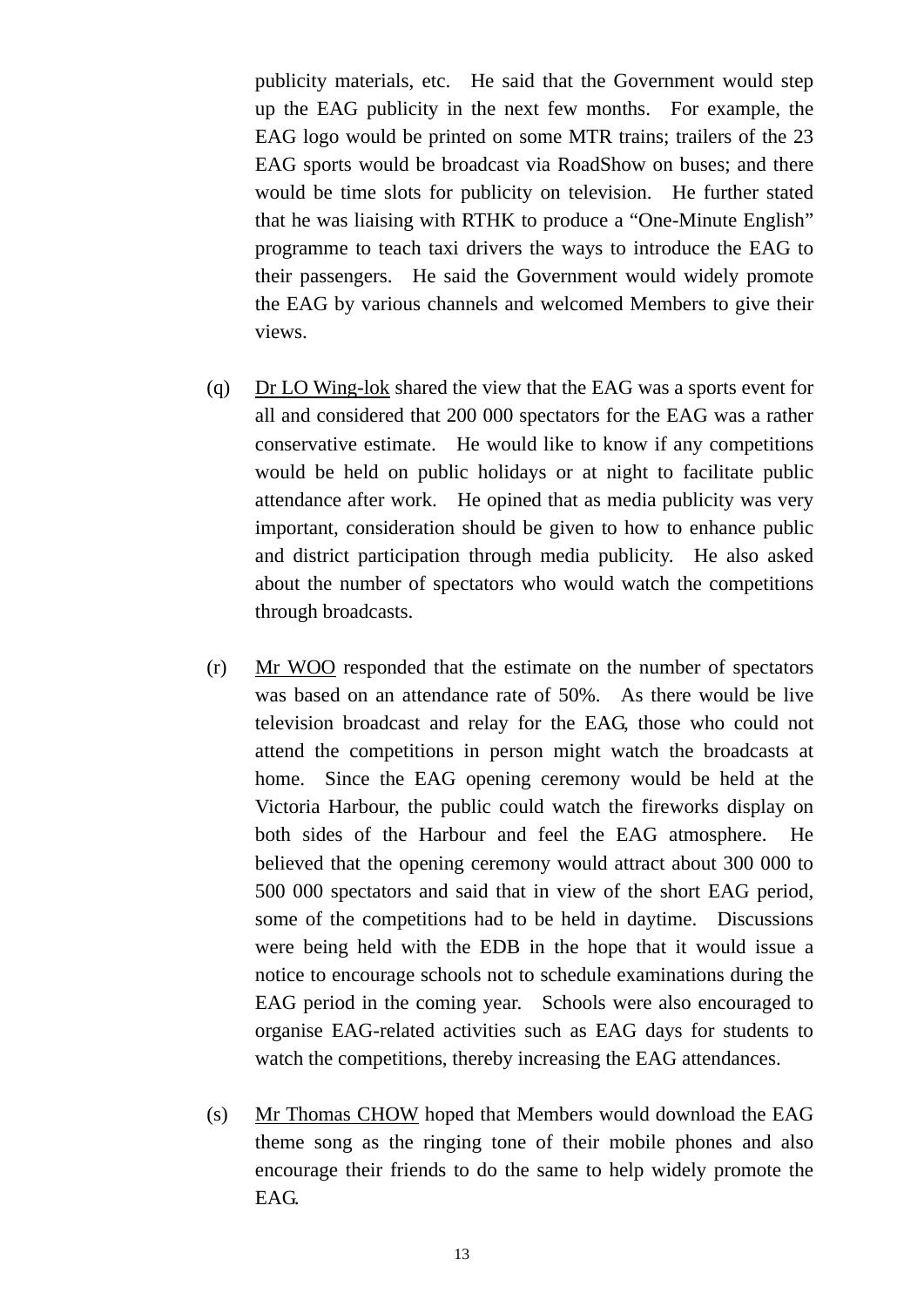publicity materials, etc. He said that the Government would step up the EAG publicity in the next few months. For example, the EAG logo would be printed on some MTR trains; trailers of the 23 EAG sports would be broadcast via RoadShow on buses; and there would be time slots for publicity on television. He further stated that he was liaising with RTHK to produce a "One-Minute English" programme to teach taxi drivers the ways to introduce the EAG to their passengers. He said the Government would widely promote the EAG by various channels and welcomed Members to give their views.

(q) Dr LO Wing-lok shared the view that the EAG was a sports event for all and considered that 200 000 spectators for the EAG was a rather conservative estimate. He would like to know if any competitions would be held on public holidays or at night to facilitate public attendance after work. He opined that as media publicity was very important, consideration should be given to how to enhance public and district participation through media publicity. He also asked about the number of spectators who would watch the competitions through broadcasts.

(r) Mr WOO responded that the estimate on the number of spectators was based on an attendance rate of 50%. As there would be live television broadcast and relay for the EAG, those who could not attend the competitions in person might watch the broadcasts at home. Since the EAG opening ceremony would be held at the Victoria Harbour, the public could watch the fireworks display on both sides of the Harbour and feel the EAG atmosphere. He believed that the opening ceremony would attract about 300 000 to 500 000 spectators and said that in view of the short EAG period, some of the competitions had to be held in daytime. Discussions were being held with the EDB in the hope that it would issue a notice to encourage schools not to schedule examinations during the EAG period in the coming year. Schools were also encouraged to organise EAG-related activities such as EAG days for students to watch the competitions, thereby increasing the EAG attendances.

(s) Mr Thomas CHOW hoped that Members would download the EAG theme song as the ringing tone of their mobile phones and also encourage their friends to do the same to help widely promote the EAG.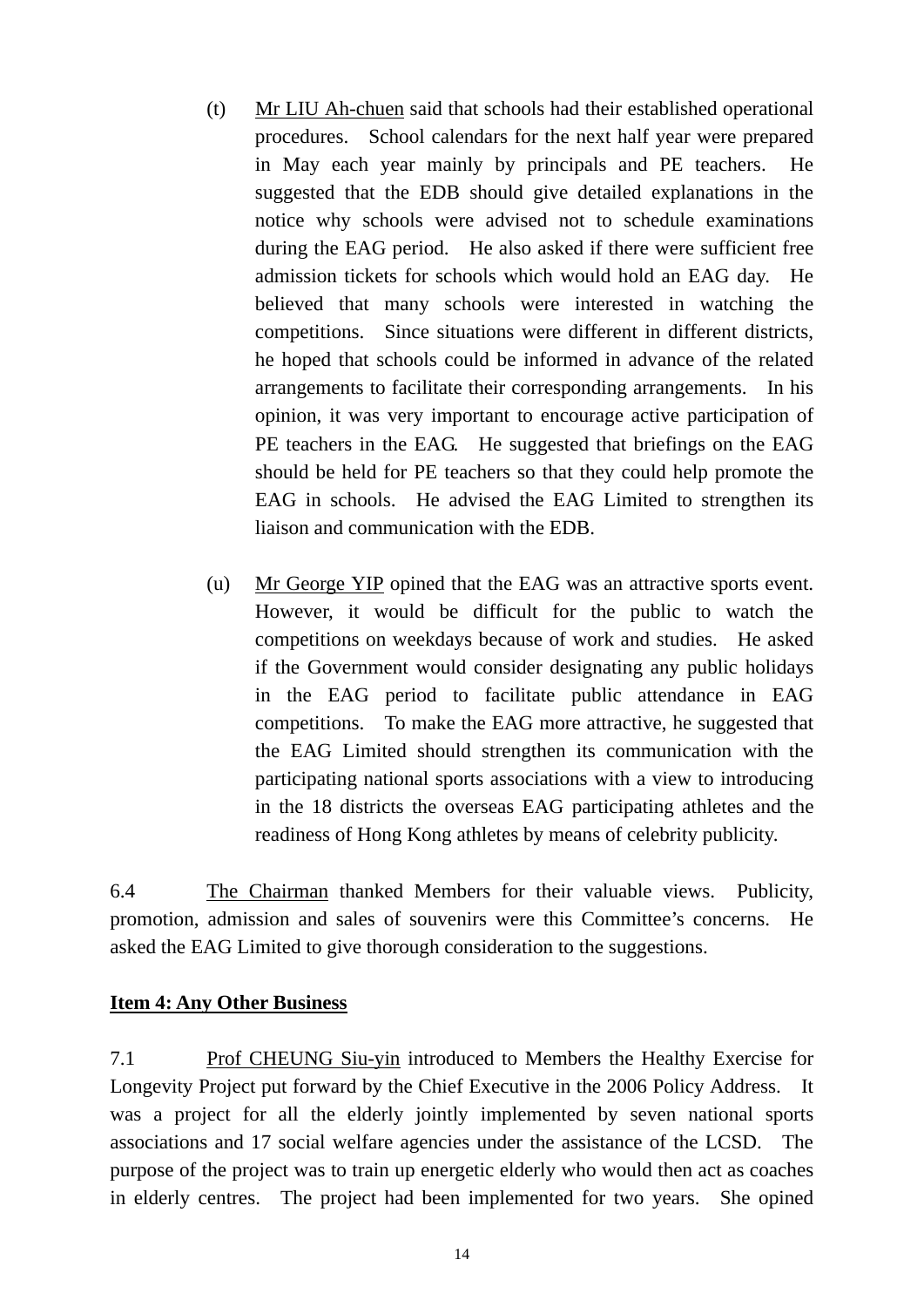(t) Mr LIU Ah-chuen said that schools had their established operational procedures. School calendars for the next half year were prepared in May each year mainly by principals and PE teachers. He suggested that the EDB should give detailed explanations in the notice why schools were advised not to schedule examinations during the EAG period. He also asked if there were sufficient free admission tickets for schools which would hold an EAG day. He believed that many schools were interested in watching the competitions. Since situations were different in different districts, he hoped that schools could be informed in advance of the related arrangements to facilitate their corresponding arrangements. In his opinion, it was very important to encourage active participation of PE teachers in the EAG. He suggested that briefings on the EAG should be held for PE teachers so that they could help promote the EAG in schools. He advised the EAG Limited to strengthen its liaison and communication with the EDB.

(u) Mr George YIP opined that the EAG was an attractive sports event. However, it would be difficult for the public to watch the competitions on weekdays because of work and studies. He asked if the Government would consider designating any public holidays in the EAG period to facilitate public attendance in EAG competitions. To make the EAG more attractive, he suggested that the EAG Limited should strengthen its communication with the participating national sports associations with a view to introducing in the 18 districts the overseas EAG participating athletes and the readiness of Hong Kong athletes by means of celebrity publicity.

6.4 The Chairman thanked Members for their valuable views. Publicity, promotion, admission and sales of souvenirs were this Committee's concerns. He asked the EAG Limited to give thorough consideration to the suggestions.

**Item 4: Any Other Business**

7.1 Prof CHEUNG Siu-yin introduced to Members the Healthy Exercise for Longevity Project put forward by the Chief Executive in the 2006 Policy Address. It was a project for all the elderly jointly implemented by seven national sports associations and 17 social welfare agencies under the assistance of the LCSD. The purpose of the project was to train up energetic elderly who would then act as coaches in elderly centres. The project had been implemented for two years. She opined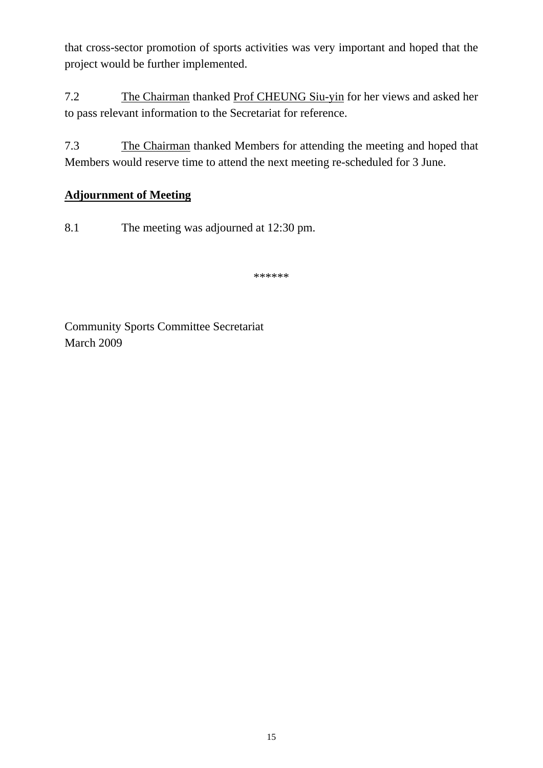that cross-sector promotion of sports activities was very important and hoped that the project would be further implemented.

7.2 The Chairman thanked Prof CHEUNG Siu-yin for her views and asked her to pass relevant information to the Secretariat for reference.

7.3 The Chairman thanked Members for attending the meeting and hoped that Members would reserve time to attend the next meeting re-scheduled for 3 June.

**Adjournment of Meeting**

8.1 The meeting was adjourned at 12:30 pm.

******

Community Sports Committee Secretariat
March 2009